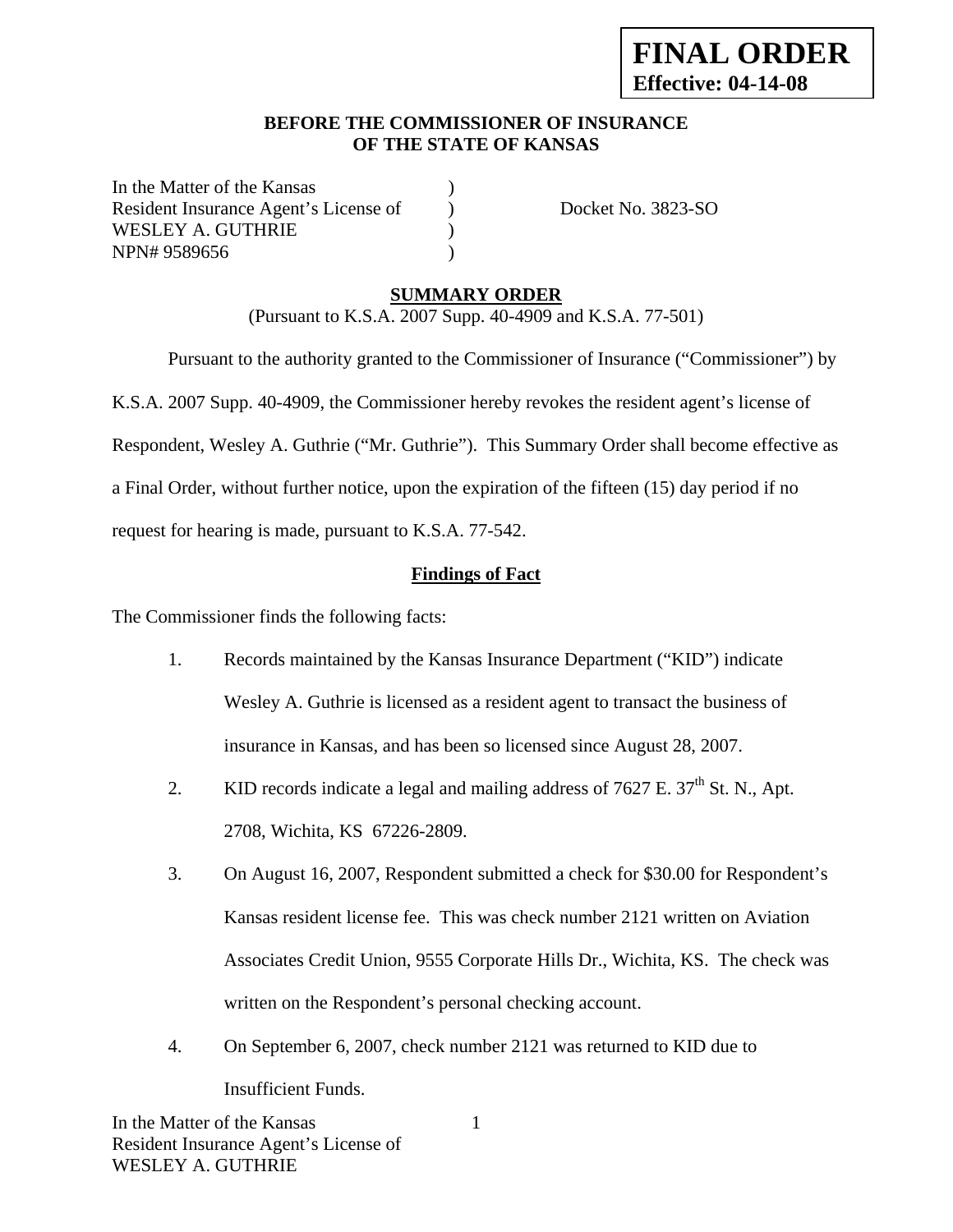**FINAL ORDER**
**Effective: 04-14-08**

**BEFORE THE COMMISSIONER OF INSURANCE**
**OF THE STATE OF KANSAS**

| | | |
|---|---|---|
| In the Matter of the Kansas | ) | |
| Resident Insurance Agent's License of | ) | Docket No. 3823-SO |
| WESLEY A. GUTHRIE | ) | |
| NPN# 9589656 | ) | |

## SUMMARY ORDER

(Pursuant to K.S.A. 2007 Supp. 40-4909 and K.S.A. 77-501)

Pursuant to the authority granted to the Commissioner of Insurance ("Commissioner") by K.S.A. 2007 Supp. 40-4909, the Commissioner hereby revokes the resident agent's license of Respondent, Wesley A. Guthrie ("Mr. Guthrie"). This Summary Order shall become effective as a Final Order, without further notice, upon the expiration of the fifteen (15) day period if no request for hearing is made, pursuant to K.S.A. 77-542.

### Findings of Fact

The Commissioner finds the following facts:

1. Records maintained by the Kansas Insurance Department ("KID") indicate Wesley A. Guthrie is licensed as a resident agent to transact the business of insurance in Kansas, and has been so licensed since August 28, 2007.

2. KID records indicate a legal and mailing address of 7627 E. 37th St. N., Apt. 2708, Wichita, KS 67226-2809.

3. On August 16, 2007, Respondent submitted a check for $30.00 for Respondent's Kansas resident license fee. This was check number 2121 written on Aviation Associates Credit Union, 9555 Corporate Hills Dr., Wichita, KS. The check was written on the Respondent's personal checking account.

4. On September 6, 2007, check number 2121 was returned to KID due to Insufficient Funds.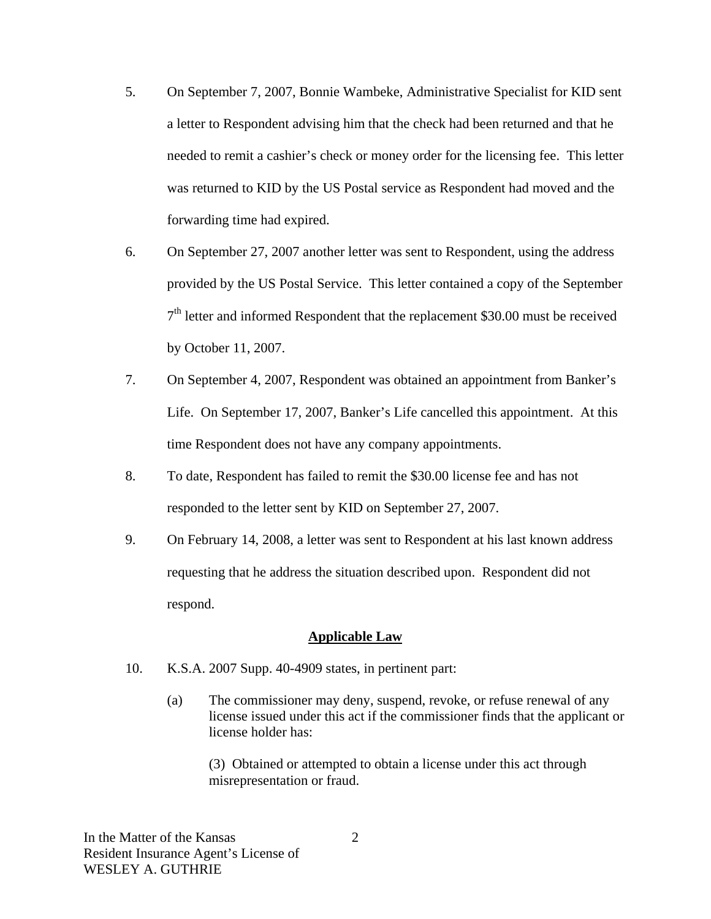5. On September 7, 2007, Bonnie Wambeke, Administrative Specialist for KID sent a letter to Respondent advising him that the check had been returned and that he needed to remit a cashier's check or money order for the licensing fee. This letter was returned to KID by the US Postal service as Respondent had moved and the forwarding time had expired.

6. On September 27, 2007 another letter was sent to Respondent, using the address provided by the US Postal Service. This letter contained a copy of the September 7th letter and informed Respondent that the replacement $30.00 must be received by October 11, 2007.

7. On September 4, 2007, Respondent was obtained an appointment from Banker's Life. On September 17, 2007, Banker's Life cancelled this appointment. At this time Respondent does not have any company appointments.

8. To date, Respondent has failed to remit the $30.00 license fee and has not responded to the letter sent by KID on September 27, 2007.

9. On February 14, 2008, a letter was sent to Respondent at his last known address requesting that he address the situation described upon. Respondent did not respond.

## Applicable Law

10. K.S.A. 2007 Supp. 40-4909 states, in pertinent part:

    (a) The commissioner may deny, suspend, revoke, or refuse renewal of any license issued under this act if the commissioner finds that the applicant or license holder has:

    (3) Obtained or attempted to obtain a license under this act through misrepresentation or fraud.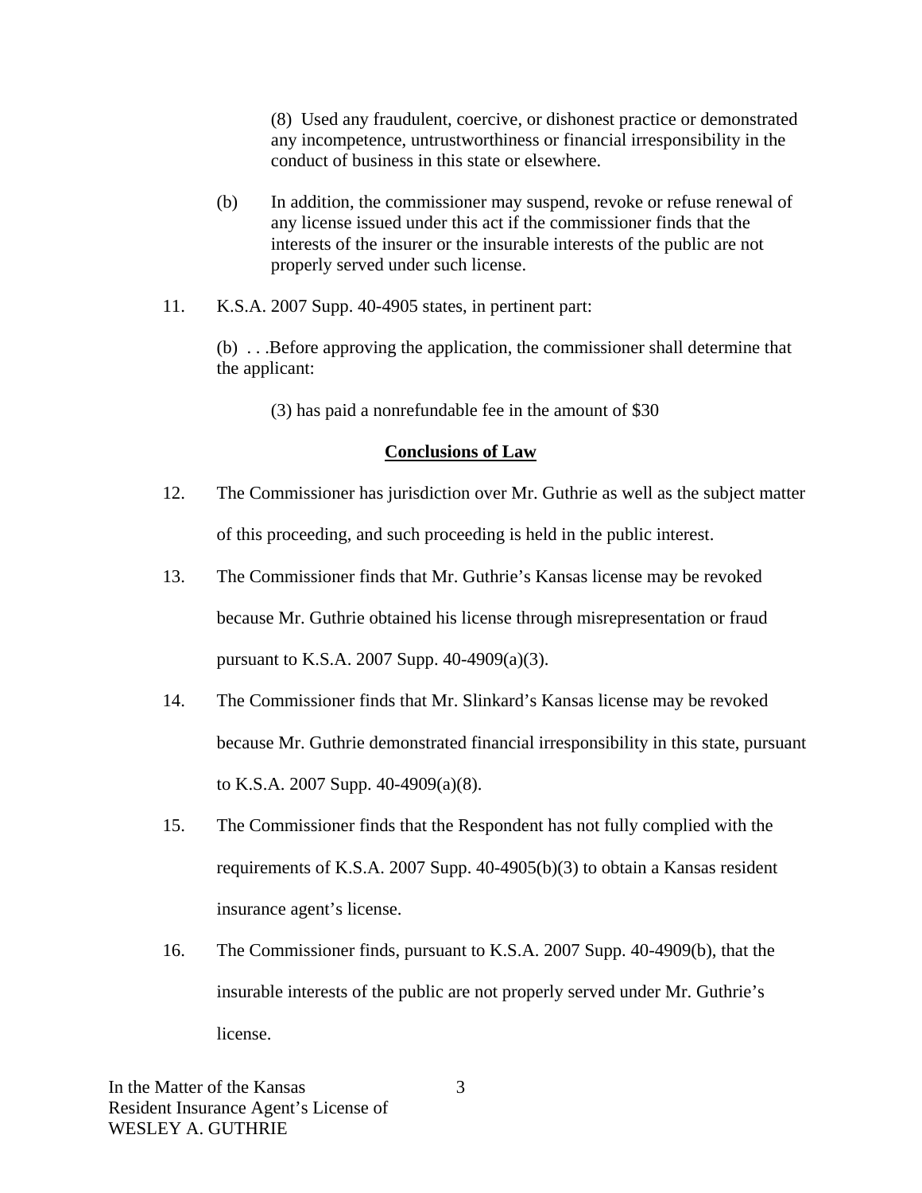(8) Used any fraudulent, coercive, or dishonest practice or demonstrated any incompetence, untrustworthiness or financial irresponsibility in the conduct of business in this state or elsewhere.

(b) In addition, the commissioner may suspend, revoke or refuse renewal of any license issued under this act if the commissioner finds that the interests of the insurer or the insurable interests of the public are not properly served under such license.

11. K.S.A. 2007 Supp. 40-4905 states, in pertinent part:

(b) . . .Before approving the application, the commissioner shall determine that the applicant:

(3) has paid a nonrefundable fee in the amount of $30

**Conclusions of Law**

12. The Commissioner has jurisdiction over Mr. Guthrie as well as the subject matter of this proceeding, and such proceeding is held in the public interest.

13. The Commissioner finds that Mr. Guthrie's Kansas license may be revoked because Mr. Guthrie obtained his license through misrepresentation or fraud pursuant to K.S.A. 2007 Supp. 40-4909(a)(3).

14. The Commissioner finds that Mr. Slinkard's Kansas license may be revoked because Mr. Guthrie demonstrated financial irresponsibility in this state, pursuant to K.S.A. 2007 Supp. 40-4909(a)(8).

15. The Commissioner finds that the Respondent has not fully complied with the requirements of K.S.A. 2007 Supp. 40-4905(b)(3) to obtain a Kansas resident insurance agent's license.

16. The Commissioner finds, pursuant to K.S.A. 2007 Supp. 40-4909(b), that the insurable interests of the public are not properly served under Mr. Guthrie's license.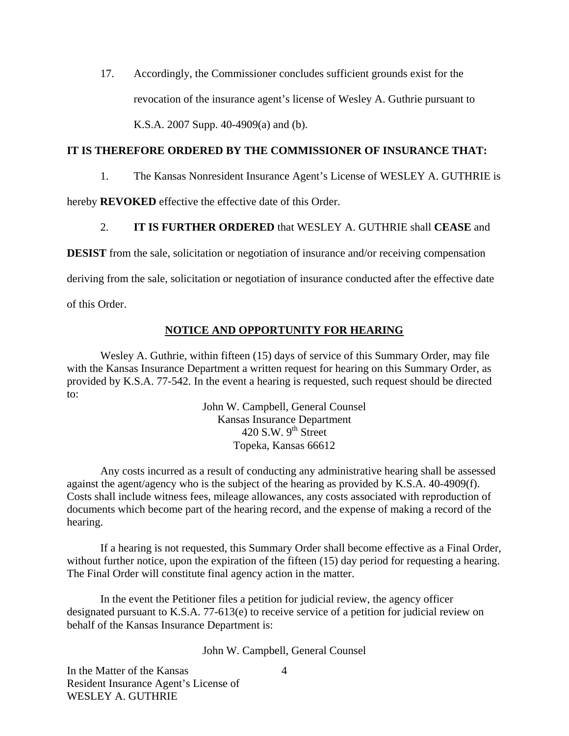17. Accordingly, the Commissioner concludes sufficient grounds exist for the revocation of the insurance agent's license of Wesley A. Guthrie pursuant to K.S.A. 2007 Supp. 40-4909(a) and (b).

**IT IS THEREFORE ORDERED BY THE COMMISSIONER OF INSURANCE THAT:**

1. The Kansas Nonresident Insurance Agent's License of WESLEY A. GUTHRIE is hereby **REVOKED** effective the effective date of this Order.

2. **IT IS FURTHER ORDERED** that WESLEY A. GUTHRIE shall **CEASE** and **DESIST** from the sale, solicitation or negotiation of insurance and/or receiving compensation deriving from the sale, solicitation or negotiation of insurance conducted after the effective date of this Order.

**NOTICE AND OPPORTUNITY FOR HEARING**

Wesley A. Guthrie, within fifteen (15) days of service of this Summary Order, may file with the Kansas Insurance Department a written request for hearing on this Summary Order, as provided by K.S.A. 77-542. In the event a hearing is requested, such request should be directed to:

John W. Campbell, General Counsel
Kansas Insurance Department
420 S.W. 9th Street
Topeka, Kansas 66612

Any costs incurred as a result of conducting any administrative hearing shall be assessed against the agent/agency who is the subject of the hearing as provided by K.S.A. 40-4909(f). Costs shall include witness fees, mileage allowances, any costs associated with reproduction of documents which become part of the hearing record, and the expense of making a record of the hearing.

If a hearing is not requested, this Summary Order shall become effective as a Final Order, without further notice, upon the expiration of the fifteen (15) day period for requesting a hearing. The Final Order will constitute final agency action in the matter.

In the event the Petitioner files a petition for judicial review, the agency officer designated pursuant to K.S.A. 77-613(e) to receive service of a petition for judicial review on behalf of the Kansas Insurance Department is:

John W. Campbell, General Counsel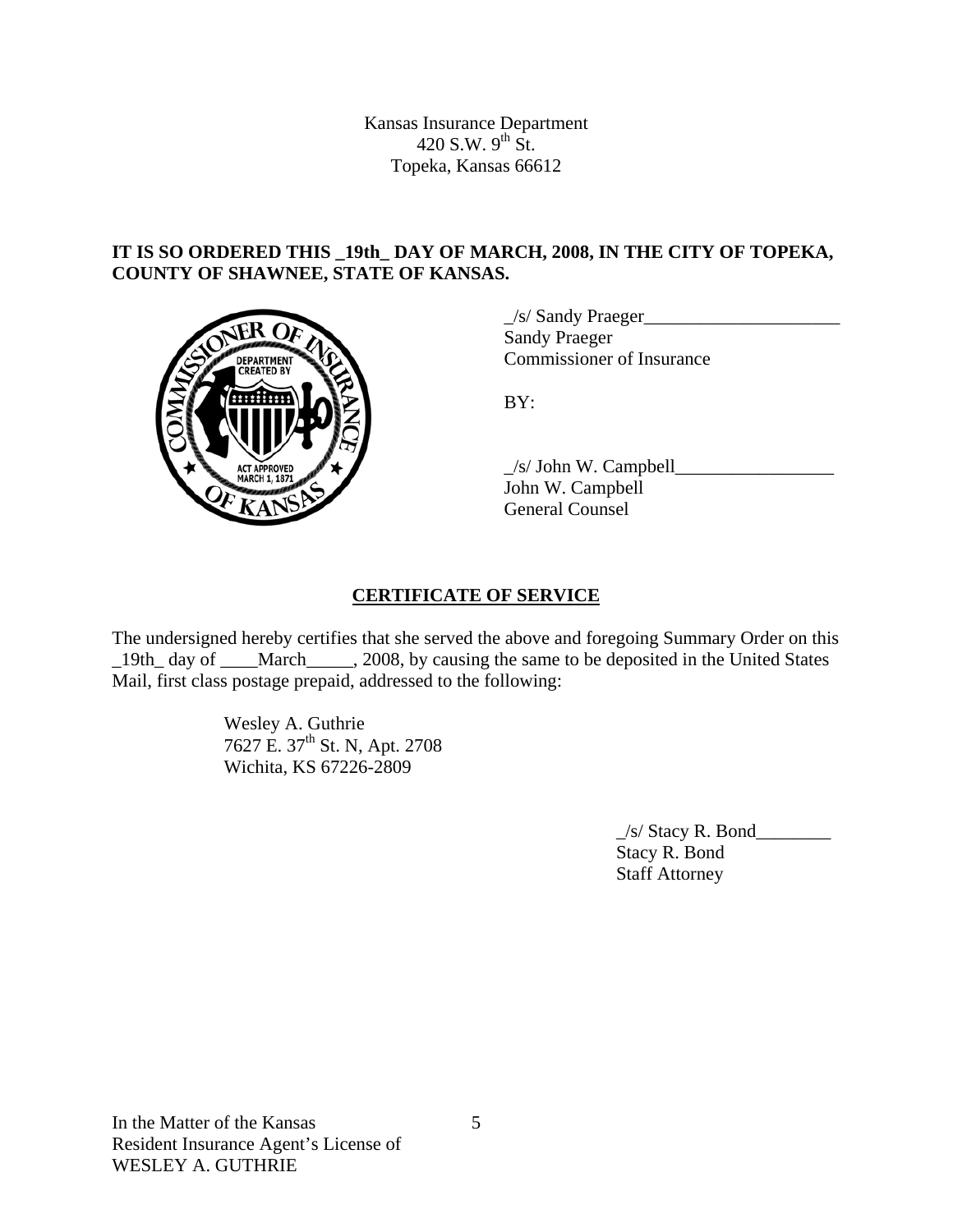Kansas Insurance Department
420 S.W. 9th St.
Topeka, Kansas 66612

**IT IS SO ORDERED THIS _19th_ DAY OF MARCH, 2008, IN THE CITY OF TOPEKA, COUNTY OF SHAWNEE, STATE OF KANSAS.**

_/s/ Sandy Praeger_____________________
Sandy Praeger
Commissioner of Insurance

BY:

_/s/ John W. Campbell_________________
John W. Campbell
General Counsel

## CERTIFICATE OF SERVICE

The undersigned hereby certifies that she served the above and foregoing Summary Order on this _19th_ day of ____March_____, 2008, by causing the same to be deposited in the United States Mail, first class postage prepaid, addressed to the following:

Wesley A. Guthrie
7627 E. 37th St. N, Apt. 2708
Wichita, KS 67226-2809

_/s/ Stacy R. Bond________
Stacy R. Bond
Staff Attorney